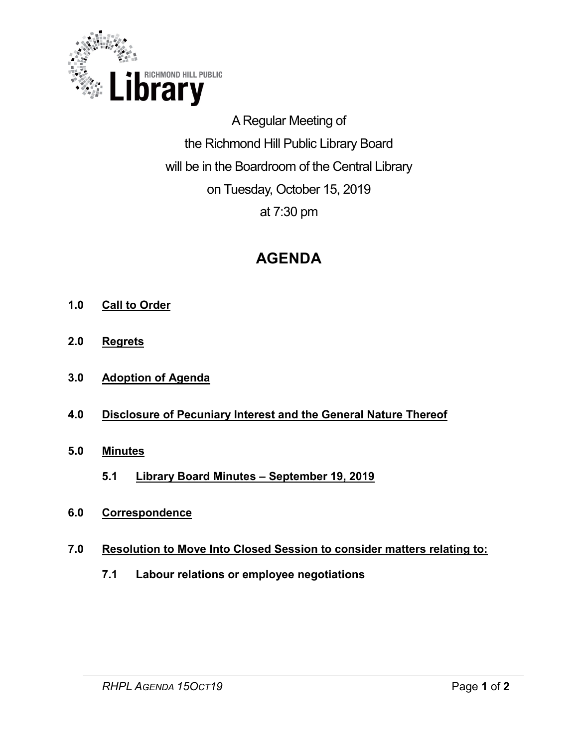A Regular Meeting of
the Richmond Hill Public Library Board
will be in the Boardroom of the Central Library
on Tuesday, October 15, 2019
at 7:30 pm

# AGENDA

**1.0 Call to Order**

**2.0 Regrets**

**3.0 Adoption of Agenda**

**4.0 Disclosure of Pecuniary Interest and the General Nature Thereof**

**5.0 Minutes**

**5.1 Library Board Minutes – September 19, 2019**

**6.0 Correspondence**

**7.0 Resolution to Move Into Closed Session to consider matters relating to:**

**7.1 Labour relations or employee negotiations**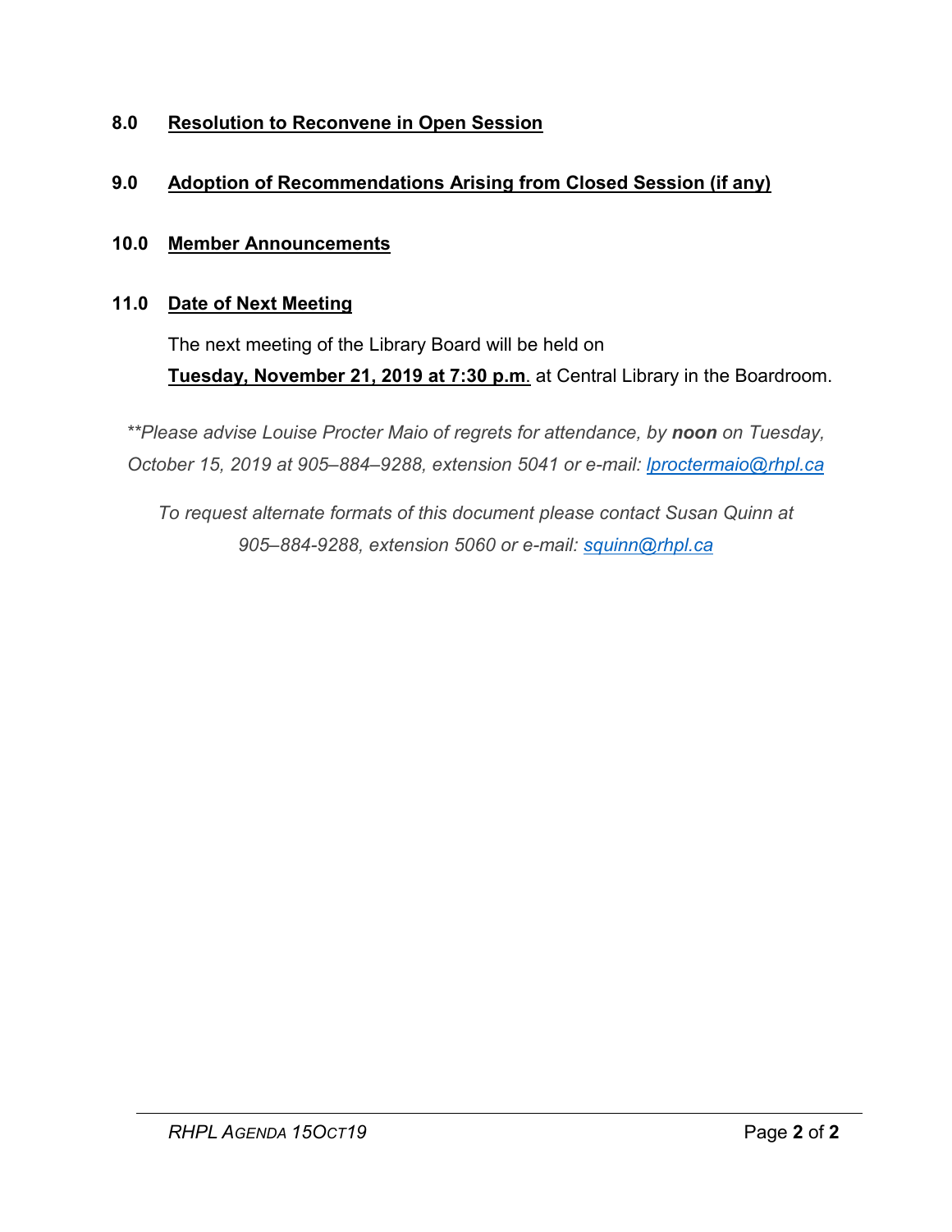## 8.0 Resolution to Reconvene in Open Session

## 9.0 Adoption of Recommendations Arising from Closed Session (if any)

## 10.0 Member Announcements

## 11.0 Date of Next Meeting

The next meeting of the Library Board will be held on **Tuesday, November 21, 2019 at 7:30 p.m**. at Central Library in the Boardroom.

*\*\*Please advise Louise Procter Maio of regrets for attendance, by **noon** on Tuesday, October 15, 2019 at 905–884–9288, extension 5041 or e-mail: lproctermaio@rhpl.ca*

*To request alternate formats of this document please contact Susan Quinn at 905–884-9288, extension 5060 or e-mail: squinn@rhpl.ca*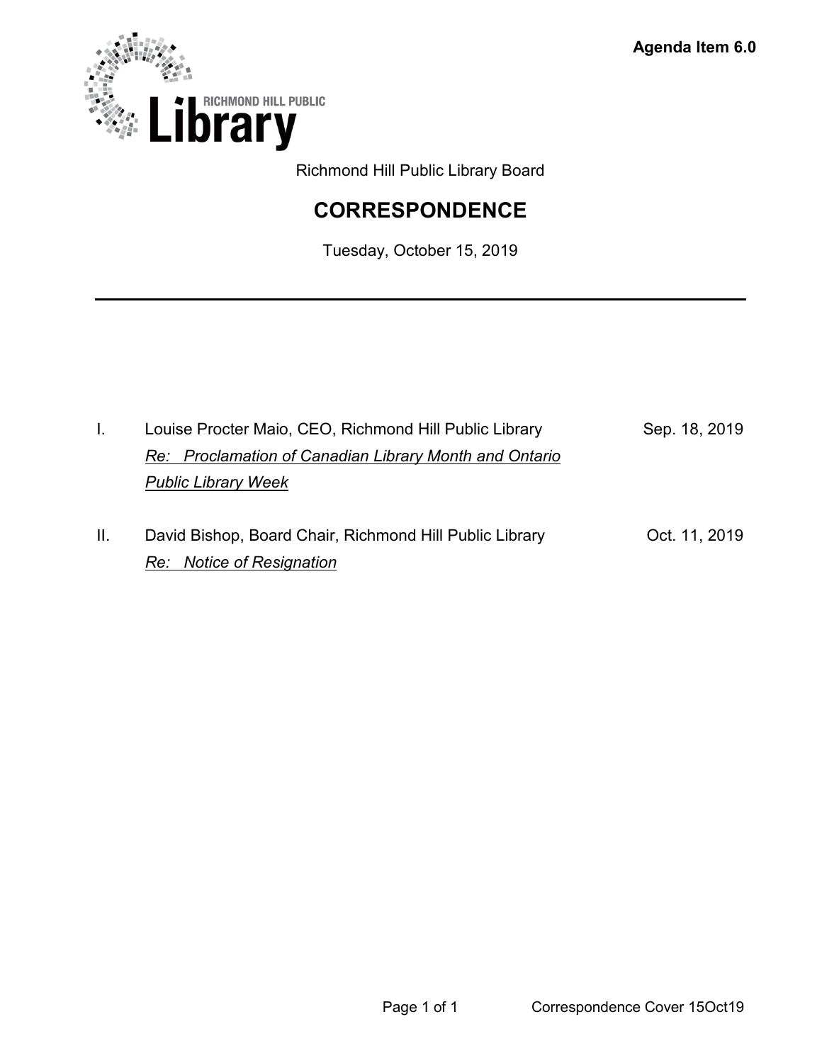Agenda Item 6.0

RICHMOND HILL PUBLIC
Library

Richmond Hill Public Library Board

# CORRESPONDENCE

Tuesday, October 15, 2019

---

| | | |
|---|---|---|
| I. | Louise Procter Maio, CEO, Richmond Hill Public Library<br>*Re: Proclamation of Canadian Library Month and Ontario Public Library Week* | Sep. 18, 2019 |
| II. | David Bishop, Board Chair, Richmond Hill Public Library<br>*Re: Notice of Resignation* | Oct. 11, 2019 |